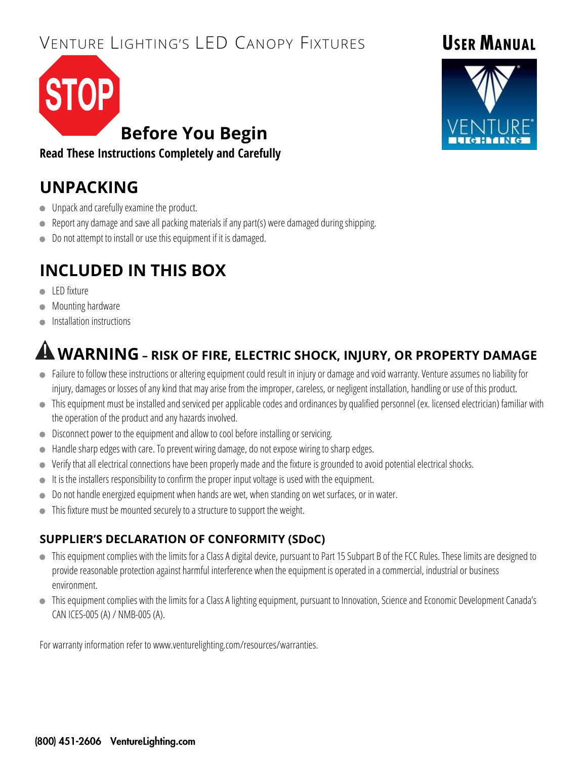# Venture Lighting's LED Canopy Fixtures

**User Manual**

STOP

## Before You Begin

**Read These Instructions Completely and Carefully**

## UNPACKING

- Unpack and carefully examine the product.
- Report any damage and save all packing materials if any part(s) were damaged during shipping.
- Do not attempt to install or use this equipment if it is damaged.

## INCLUDED IN THIS BOX

- LED fixture
- Mounting hardware
- Installation instructions

## WARNING – RISK OF FIRE, ELECTRIC SHOCK, INJURY, OR PROPERTY DAMAGE

- Failure to follow these instructions or altering equipment could result in injury or damage and void warranty. Venture assumes no liability for injury, damages or losses of any kind that may arise from the improper, careless, or negligent installation, handling or use of this product.
- This equipment must be installed and serviced per applicable codes and ordinances by qualified personnel (ex. licensed electrician) familiar with the operation of the product and any hazards involved.
- Disconnect power to the equipment and allow to cool before installing or servicing.
- Handle sharp edges with care. To prevent wiring damage, do not expose wiring to sharp edges.
- Verify that all electrical connections have been properly made and the fixture is grounded to avoid potential electrical shocks.
- It is the installers responsibility to confirm the proper input voltage is used with the equipment.
- Do not handle energized equipment when hands are wet, when standing on wet surfaces, or in water.
- This fixture must be mounted securely to a structure to support the weight.

### SUPPLIER'S DECLARATION OF CONFORMITY (SDoC)

- This equipment complies with the limits for a Class A digital device, pursuant to Part 15 Subpart B of the FCC Rules. These limits are designed to provide reasonable protection against harmful interference when the equipment is operated in a commercial, industrial or business environment.
- This equipment complies with the limits for a Class A lighting equipment, pursuant to Innovation, Science and Economic Development Canada's CAN ICES-005 (A) / NMB-005 (A).

For warranty information refer to www.venturelighting.com/resources/warranties.

**(800) 451-2606 VentureLighting.com**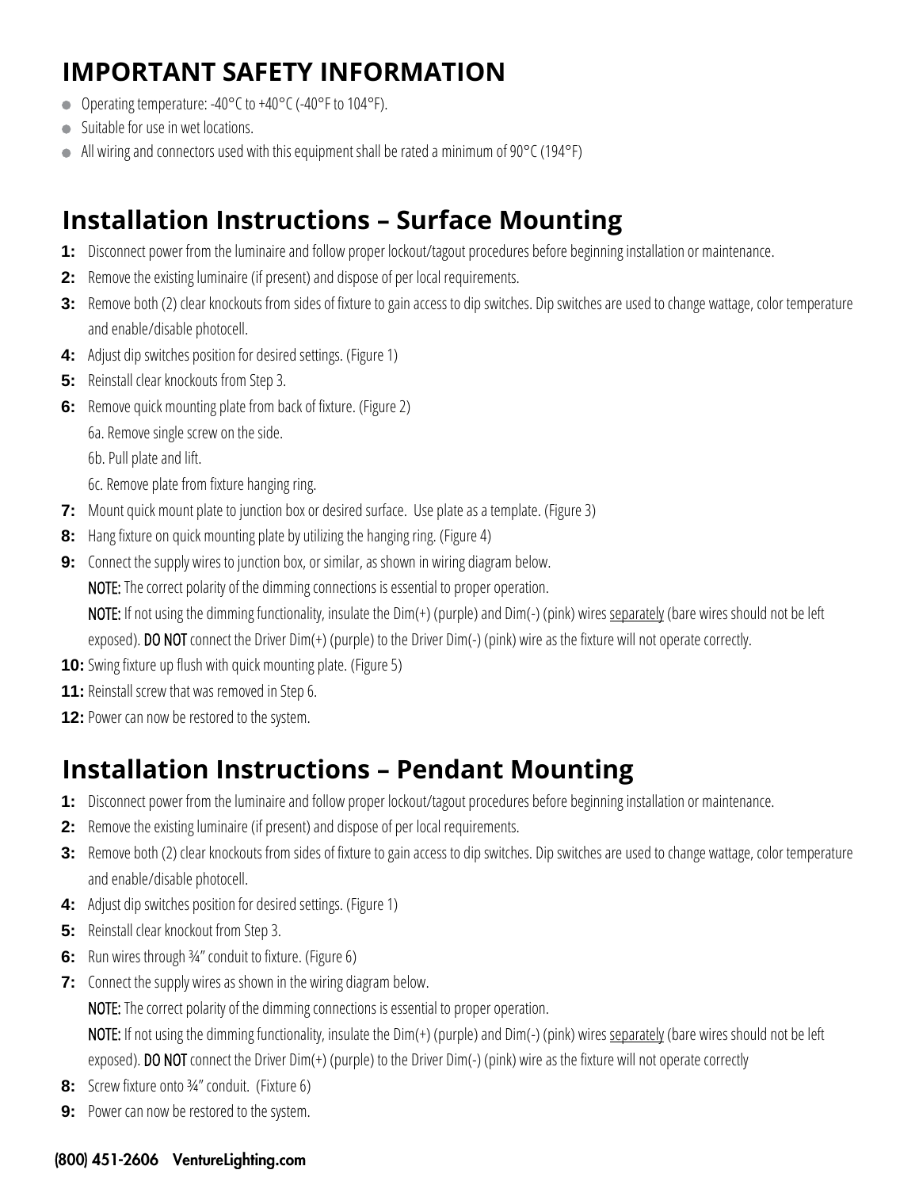## IMPORTANT SAFETY INFORMATION

- Operating temperature: -40°C to +40°C (-40°F to 104°F).
- Suitable for use in wet locations.
- All wiring and connectors used with this equipment shall be rated a minimum of 90°C (194°F)

## Installation Instructions – Surface Mounting

**1:** Disconnect power from the luminaire and follow proper lockout/tagout procedures before beginning installation or maintenance.

**2:** Remove the existing luminaire (if present) and dispose of per local requirements.

**3:** Remove both (2) clear knockouts from sides of fixture to gain access to dip switches. Dip switches are used to change wattage, color temperature and enable/disable photocell.

**4:** Adjust dip switches position for desired settings. (Figure 1)

**5:** Reinstall clear knockouts from Step 3.

**6:** Remove quick mounting plate from back of fixture. (Figure 2)

6a. Remove single screw on the side.

6b. Pull plate and lift.

6c. Remove plate from fixture hanging ring.

**7:** Mount quick mount plate to junction box or desired surface. Use plate as a template. (Figure 3)

**8:** Hang fixture on quick mounting plate by utilizing the hanging ring. (Figure 4)

**9:** Connect the supply wires to junction box, or similar, as shown in wiring diagram below.

**NOTE:** The correct polarity of the dimming connections is essential to proper operation.

**NOTE:** If not using the dimming functionality, insulate the Dim(+) (purple) and Dim(-) (pink) wires separately (bare wires should not be left exposed). **DO NOT** connect the Driver Dim(+) (purple) to the Driver Dim(-) (pink) wire as the fixture will not operate correctly.

**10:** Swing fixture up flush with quick mounting plate. (Figure 5)

**11:** Reinstall screw that was removed in Step 6.

**12:** Power can now be restored to the system.

## Installation Instructions – Pendant Mounting

**1:** Disconnect power from the luminaire and follow proper lockout/tagout procedures before beginning installation or maintenance.

**2:** Remove the existing luminaire (if present) and dispose of per local requirements.

**3:** Remove both (2) clear knockouts from sides of fixture to gain access to dip switches. Dip switches are used to change wattage, color temperature and enable/disable photocell.

**4:** Adjust dip switches position for desired settings. (Figure 1)

**5:** Reinstall clear knockout from Step 3.

**6:** Run wires through ¾" conduit to fixture. (Figure 6)

**7:** Connect the supply wires as shown in the wiring diagram below.

**NOTE:** The correct polarity of the dimming connections is essential to proper operation.

**NOTE:** If not using the dimming functionality, insulate the Dim(+) (purple) and Dim(-) (pink) wires separately (bare wires should not be left exposed). **DO NOT** connect the Driver Dim(+) (purple) to the Driver Dim(-) (pink) wire as the fixture will not operate correctly

**8:** Screw fixture onto ¾" conduit. (Fixture 6)

**9:** Power can now be restored to the system.

**(800) 451-2606 VentureLighting.com**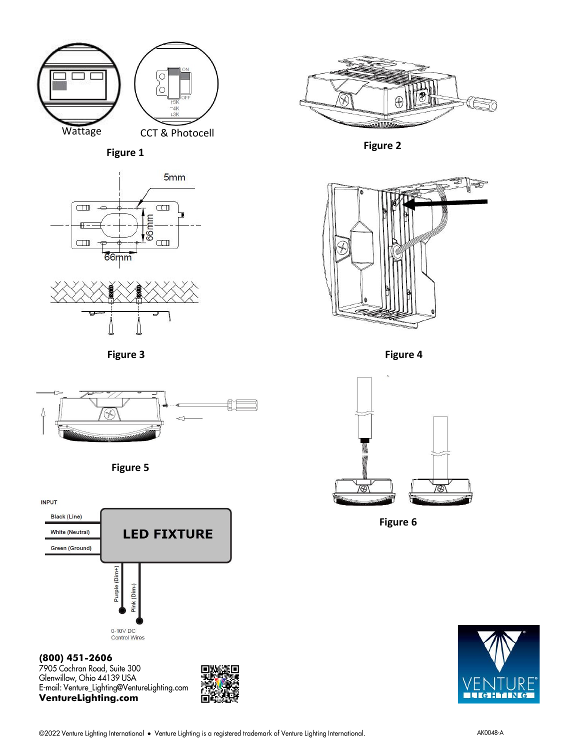Wattage

CCT & Photocell

ON

OFF

↑5K
−4K
↓3K

**Figure 1**

**Figure 2**

5mm

66mm

66mm

**Figure 3**

**Figure 4**

**Figure 5**

**Figure 6**

INPUT

Black (Line)

White (Neutral)

Green (Ground)

**LED FIXTURE**

Purple (Dim+)

Pink (Dim-)

0-10V DC
Control Wires

**(800) 451-2606**
7905 Cochran Road, Suite 300
Glenwillow, Ohio 44139 USA
E-mail: Venture_Lighting@VentureLighting.com
**VentureLighting.com**

VENTURE® LIGHTING

©2022 Venture Lighting International • Venture Lighting is a registered trademark of Venture Lighting International.

AK0048-A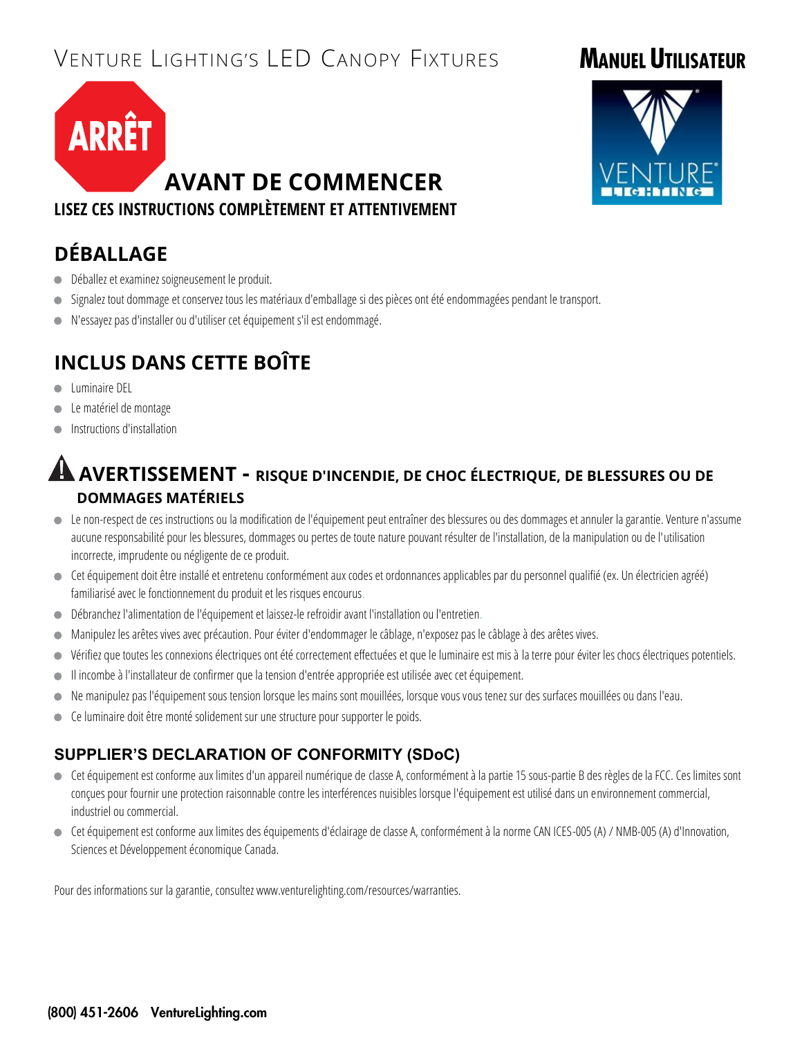# Venture Lighting's LED Canopy Fixtures

**Manuel Utilisateur**

ARRÊT

## AVANT DE COMMENCER

**LISEZ CES INSTRUCTIONS COMPLÈTEMENT ET ATTENTIVEMENT**

## DÉBALLAGE

- Déballez et examinez soigneusement le produit.
- Signalez tout dommage et conservez tous les matériaux d'emballage si des pièces ont été endommagées pendant le transport.
- N'essayez pas d'installer ou d'utiliser cet équipement s'il est endommagé.

## INCLUS DANS CETTE BOÎTE

- Luminaire DEL
- Le matériel de montage
- Instructions d'installation

## AVERTISSEMENT - RISQUE D'INCENDIE, DE CHOC ÉLECTRIQUE, DE BLESSURES OU DE DOMMAGES MATÉRIELS

- Le non-respect de ces instructions ou la modification de l'équipement peut entraîner des blessures ou des dommages et annuler la garantie. Venture n'assume aucune responsabilité pour les blessures, dommages ou pertes de toute nature pouvant résulter de l'installation, de la manipulation ou de l'utilisation incorrecte, imprudente ou négligente de ce produit.
- Cet équipement doit être installé et entretenu conformément aux codes et ordonnances applicables par du personnel qualifié (ex. Un électricien agréé) familiarisé avec le fonctionnement du produit et les risques encourus.
- Débranchez l'alimentation de l'équipement et laissez-le refroidir avant l'installation ou l'entretien.
- Manipulez les arêtes vives avec précaution. Pour éviter d'endommager le câblage, n'exposez pas le câblage à des arêtes vives.
- Vérifiez que toutes les connexions électriques ont été correctement effectuées et que le luminaire est mis à la terre pour éviter les chocs électriques potentiels.
- Il incombe à l'installateur de confirmer que la tension d'entrée appropriée est utilisée avec cet équipement.
- Ne manipulez pas l'équipement sous tension lorsque les mains sont mouillées, lorsque vous vous tenez sur des surfaces mouillées ou dans l'eau.
- Ce luminaire doit être monté solidement sur une structure pour supporter le poids.

### SUPPLIER'S DECLARATION OF CONFORMITY (SDoC)

- Cet équipement est conforme aux limites d'un appareil numérique de classe A, conformément à la partie 15 sous-partie B des règles de la FCC. Ces limites sont conçues pour fournir une protection raisonnable contre les interférences nuisibles lorsque l'équipement est utilisé dans un environnement commercial, industriel ou commercial.
- Cet équipement est conforme aux limites des équipements d'éclairage de classe A, conformément à la norme CAN ICES-005 (A) / NMB-005 (A) d'Innovation, Sciences et Développement économique Canada.

Pour des informations sur la garantie, consultez www.venturelighting.com/resources/warranties.

**(800) 451-2606 VentureLighting.com**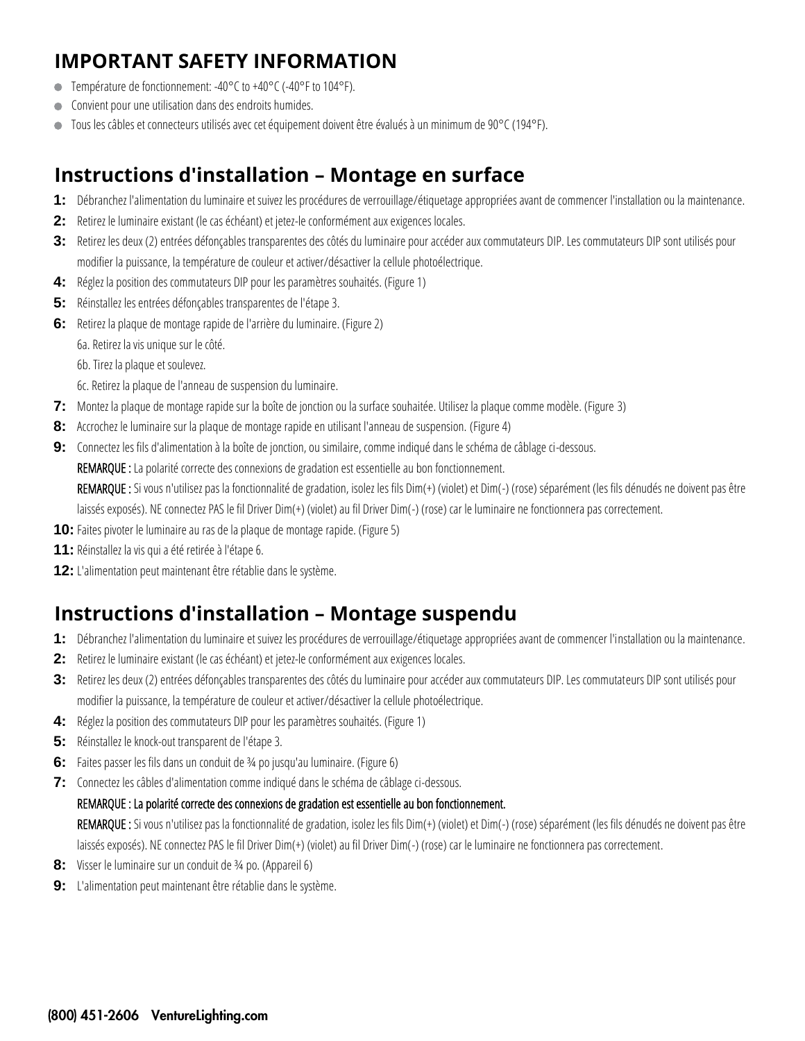## IMPORTANT SAFETY INFORMATION

- Température de fonctionnement: -40°C to +40°C (-40°F to 104°F).
- Convient pour une utilisation dans des endroits humides.
- Tous les câbles et connecteurs utilisés avec cet équipement doivent être évalués à un minimum de 90°C (194°F).

## Instructions d'installation – Montage en surface

**1:** Débranchez l'alimentation du luminaire et suivez les procédures de verrouillage/étiquetage appropriées avant de commencer l'installation ou la maintenance.

**2:** Retirez le luminaire existant (le cas échéant) et jetez-le conformément aux exigences locales.

**3:** Retirez les deux (2) entrées défonçables transparentes des côtés du luminaire pour accéder aux commutateurs DIP. Les commutateurs DIP sont utilisés pour modifier la puissance, la température de couleur et activer/désactiver la cellule photoélectrique.

**4:** Réglez la position des commutateurs DIP pour les paramètres souhaités. (Figure 1)

**5:** Réinstallez les entrées défonçables transparentes de l'étape 3.

**6:** Retirez la plaque de montage rapide de l'arrière du luminaire. (Figure 2)

6a. Retirez la vis unique sur le côté.

6b. Tirez la plaque et soulevez.

6c. Retirez la plaque de l'anneau de suspension du luminaire.

**7:** Montez la plaque de montage rapide sur la boîte de jonction ou la surface souhaitée. Utilisez la plaque comme modèle. (Figure 3)

**8:** Accrochez le luminaire sur la plaque de montage rapide en utilisant l'anneau de suspension. (Figure 4)

**9:** Connectez les fils d'alimentation à la boîte de jonction, ou similaire, comme indiqué dans le schéma de câblage ci-dessous.

REMARQUE : La polarité correcte des connexions de gradation est essentielle au bon fonctionnement.

REMARQUE : Si vous n'utilisez pas la fonctionnalité de gradation, isolez les fils Dim(+) (violet) et Dim(-) (rose) séparément (les fils dénudés ne doivent pas être laissés exposés). NE connectez PAS le fil Driver Dim(+) (violet) au fil Driver Dim(-) (rose) car le luminaire ne fonctionnera pas correctement.

**10:** Faites pivoter le luminaire au ras de la plaque de montage rapide. (Figure 5)

**11:** Réinstallez la vis qui a été retirée à l'étape 6.

**12:** L'alimentation peut maintenant être rétablie dans le système.

## Instructions d'installation – Montage suspendu

**1:** Débranchez l'alimentation du luminaire et suivez les procédures de verrouillage/étiquetage appropriées avant de commencer l'installation ou la maintenance.

**2:** Retirez le luminaire existant (le cas échéant) et jetez-le conformément aux exigences locales.

**3:** Retirez les deux (2) entrées défonçables transparentes des côtés du luminaire pour accéder aux commutateurs DIP. Les commutateurs DIP sont utilisés pour modifier la puissance, la température de couleur et activer/désactiver la cellule photoélectrique.

**4:** Réglez la position des commutateurs DIP pour les paramètres souhaités. (Figure 1)

**5:** Réinstallez le knock-out transparent de l'étape 3.

**6:** Faites passer les fils dans un conduit de ¾ po jusqu'au luminaire. (Figure 6)

**7:** Connectez les câbles d'alimentation comme indiqué dans le schéma de câblage ci-dessous.

REMARQUE : La polarité correcte des connexions de gradation est essentielle au bon fonctionnement.

REMARQUE : Si vous n'utilisez pas la fonctionnalité de gradation, isolez les fils Dim(+) (violet) et Dim(-) (rose) séparément (les fils dénudés ne doivent pas être laissés exposés). NE connectez PAS le fil Driver Dim(+) (violet) au fil Driver Dim(-) (rose) car le luminaire ne fonctionnera pas correctement.

**8:** Visser le luminaire sur un conduit de ¾ po. (Appareil 6)

**9:** L'alimentation peut maintenant être rétablie dans le système.

**(800) 451-2606 VentureLighting.com**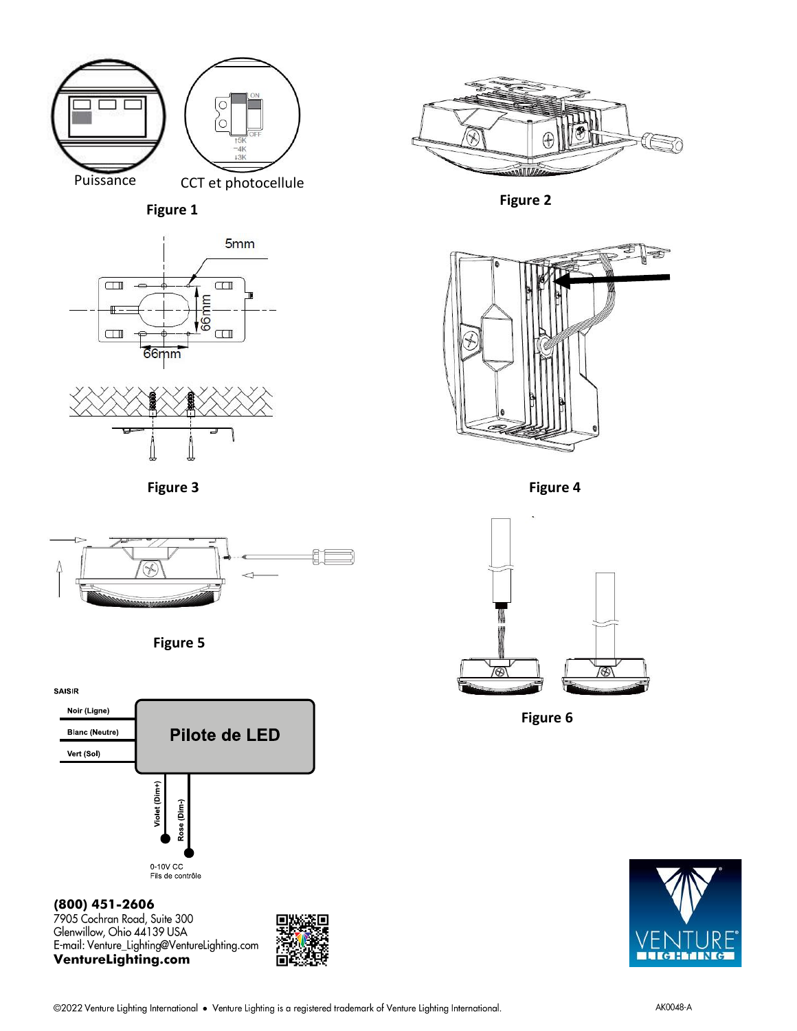Puissance

CCT et photocellule

**Figure 1**

**Figure 2**

5mm

66mm

66mm

**Figure 3**

**Figure 4**

**Figure 5**

**Figure 6**

SAISIR

Noir (Ligne)

Blanc (Neutre)

Vert (Sol)

**Pilote de LED**

Violet (Dim+)

Rose (Dim-)

0-10V CC
Fils de contrôle

**(800) 451-2606**
7905 Cochran Road, Suite 300
Glenwillow, Ohio 44139 USA
E-mail: Venture_Lighting@VentureLighting.com
**VentureLighting.com**

©2022 Venture Lighting International • Venture Lighting is a registered trademark of Venture Lighting International.

AK0048-A